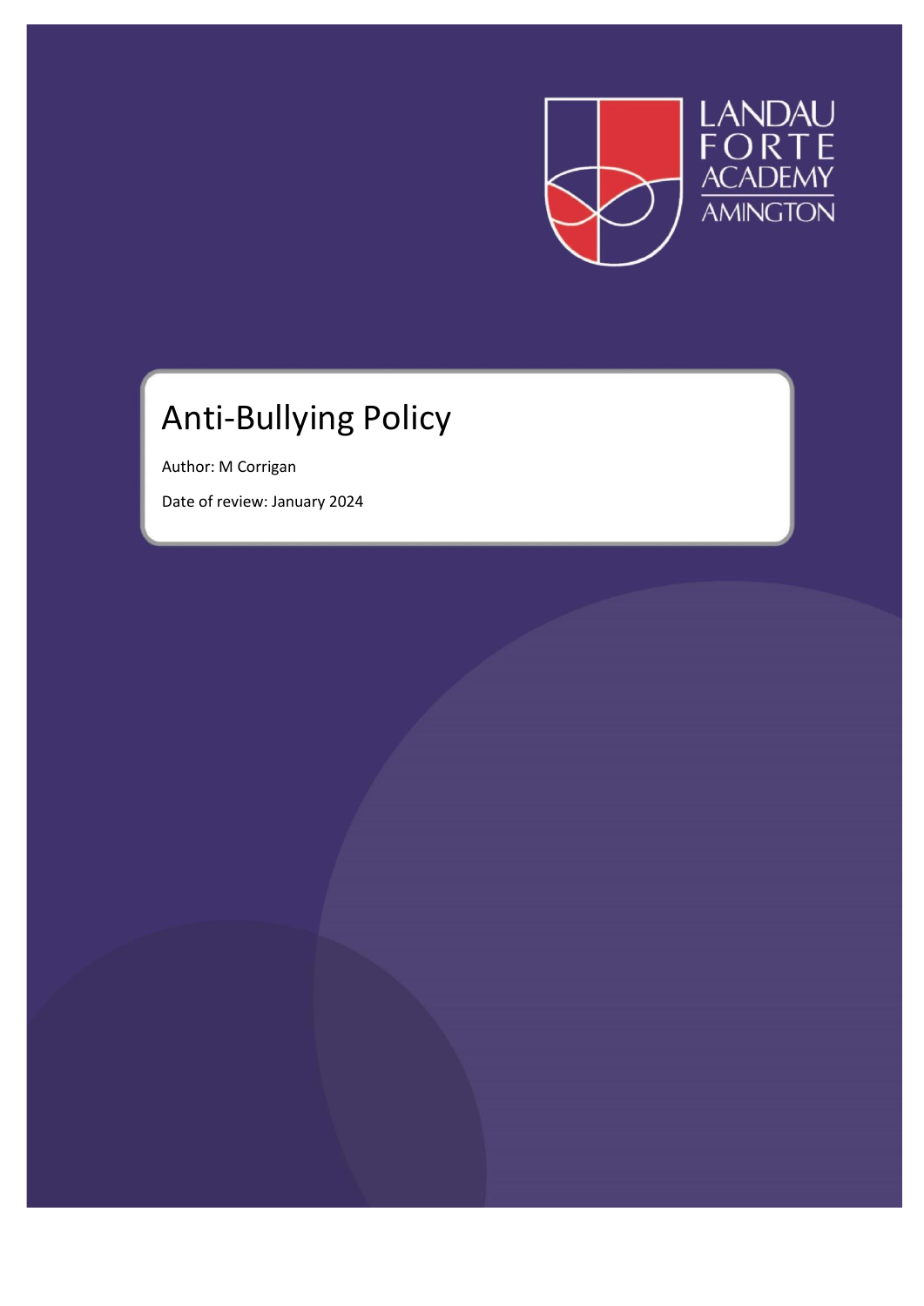LANDAU FORTE ACADEMY AMINGTON

# Anti-Bullying Policy

Author: M Corrigan

Date of review: January 2024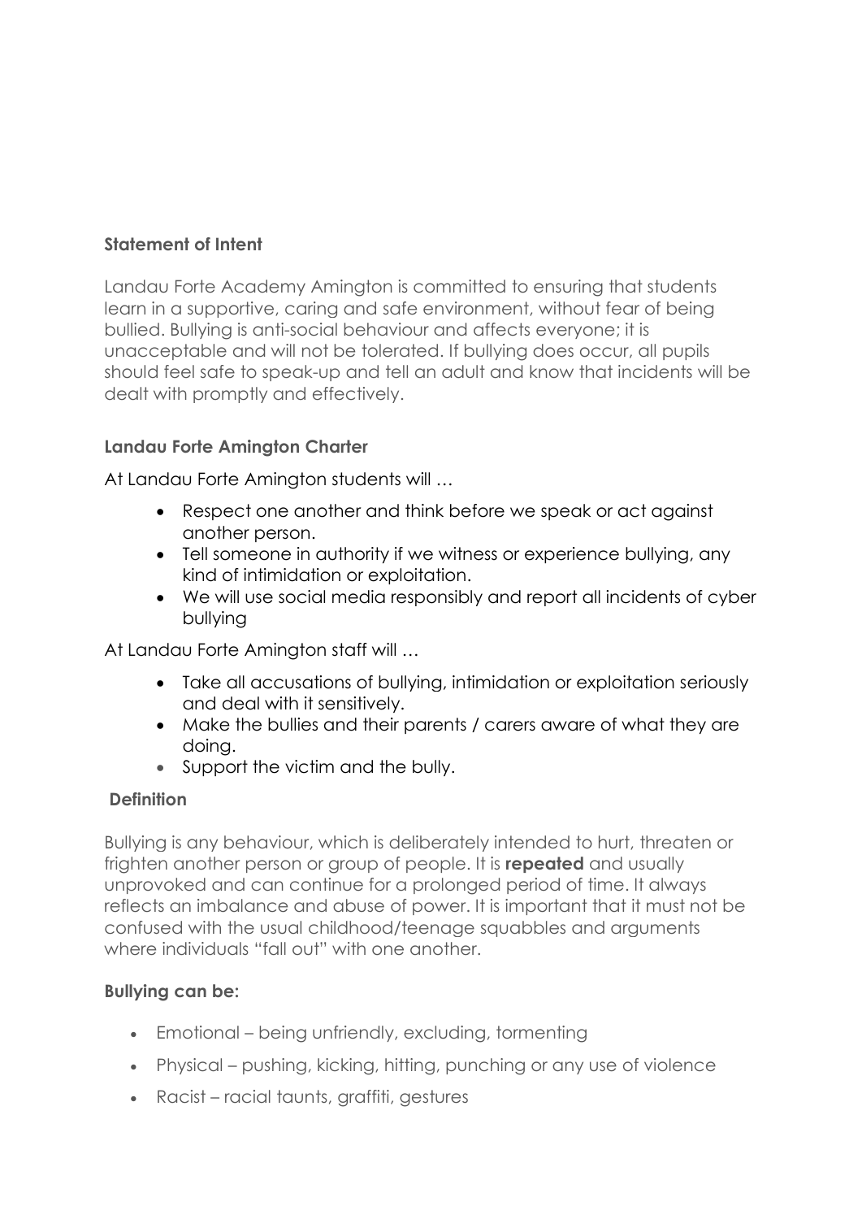**Statement of Intent**

Landau Forte Academy Amington is committed to ensuring that students learn in a supportive, caring and safe environment, without fear of being bullied. Bullying is anti-social behaviour and affects everyone; it is unacceptable and will not be tolerated. If bullying does occur, all pupils should feel safe to speak-up and tell an adult and know that incidents will be dealt with promptly and effectively.

**Landau Forte Amington Charter**

At Landau Forte Amington students will …

- Respect one another and think before we speak or act against another person.
- Tell someone in authority if we witness or experience bullying, any kind of intimidation or exploitation.
- We will use social media responsibly and report all incidents of cyber bullying

At Landau Forte Amington staff will …

- Take all accusations of bullying, intimidation or exploitation seriously and deal with it sensitively.
- Make the bullies and their parents / carers aware of what they are doing.
- Support the victim and the bully.

**Definition**

Bullying is any behaviour, which is deliberately intended to hurt, threaten or frighten another person or group of people. It is **repeated** and usually unprovoked and can continue for a prolonged period of time. It always reflects an imbalance and abuse of power. It is important that it must not be confused with the usual childhood/teenage squabbles and arguments where individuals "fall out" with one another.

**Bullying can be:**

- Emotional – being unfriendly, excluding, tormenting
- Physical – pushing, kicking, hitting, punching or any use of violence
- Racist – racial taunts, graffiti, gestures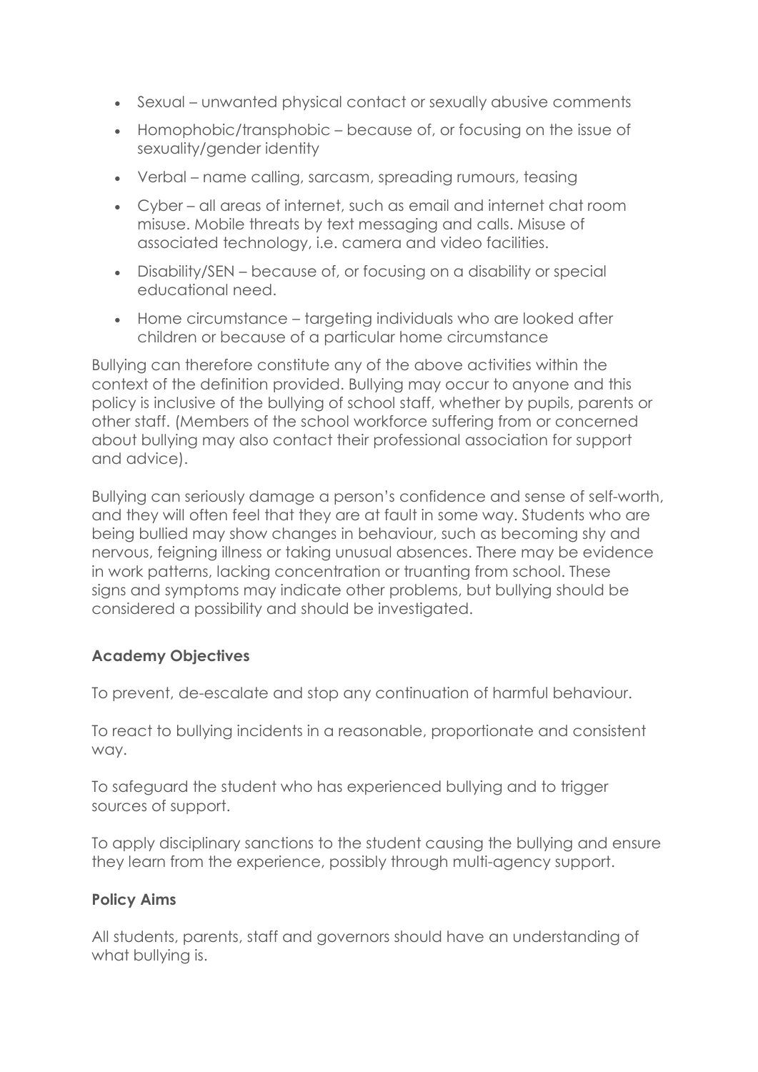- Sexual – unwanted physical contact or sexually abusive comments
- Homophobic/transphobic – because of, or focusing on the issue of sexuality/gender identity
- Verbal – name calling, sarcasm, spreading rumours, teasing
- Cyber – all areas of internet, such as email and internet chat room misuse. Mobile threats by text messaging and calls. Misuse of associated technology, i.e. camera and video facilities.
- Disability/SEN – because of, or focusing on a disability or special educational need.
- Home circumstance – targeting individuals who are looked after children or because of a particular home circumstance

Bullying can therefore constitute any of the above activities within the context of the definition provided. Bullying may occur to anyone and this policy is inclusive of the bullying of school staff, whether by pupils, parents or other staff. (Members of the school workforce suffering from or concerned about bullying may also contact their professional association for support and advice).

Bullying can seriously damage a person's confidence and sense of self-worth, and they will often feel that they are at fault in some way. Students who are being bullied may show changes in behaviour, such as becoming shy and nervous, feigning illness or taking unusual absences. There may be evidence in work patterns, lacking concentration or truanting from school. These signs and symptoms may indicate other problems, but bullying should be considered a possibility and should be investigated.

**Academy Objectives**

To prevent, de-escalate and stop any continuation of harmful behaviour.

To react to bullying incidents in a reasonable, proportionate and consistent way.

To safeguard the student who has experienced bullying and to trigger sources of support.

To apply disciplinary sanctions to the student causing the bullying and ensure they learn from the experience, possibly through multi-agency support.

**Policy Aims**

All students, parents, staff and governors should have an understanding of what bullying is.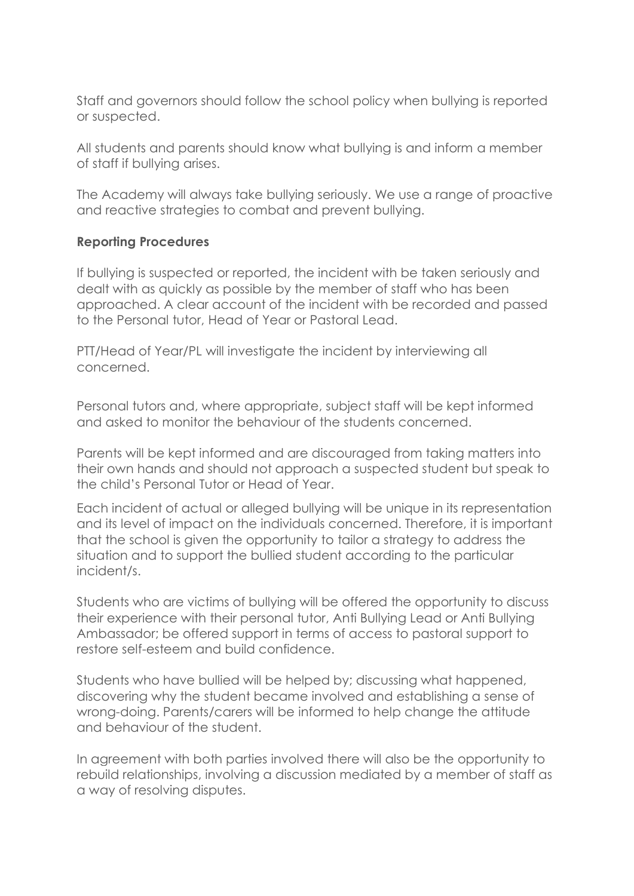Staff and governors should follow the school policy when bullying is reported or suspected.

All students and parents should know what bullying is and inform a member of staff if bullying arises.

The Academy will always take bullying seriously. We use a range of proactive and reactive strategies to combat and prevent bullying.

**Reporting Procedures**

If bullying is suspected or reported, the incident with be taken seriously and dealt with as quickly as possible by the member of staff who has been approached. A clear account of the incident with be recorded and passed to the Personal tutor, Head of Year or Pastoral Lead.

PTT/Head of Year/PL will investigate the incident by interviewing all concerned.

Personal tutors and, where appropriate, subject staff will be kept informed and asked to monitor the behaviour of the students concerned.

Parents will be kept informed and are discouraged from taking matters into their own hands and should not approach a suspected student but speak to the child's Personal Tutor or Head of Year.

Each incident of actual or alleged bullying will be unique in its representation and its level of impact on the individuals concerned. Therefore, it is important that the school is given the opportunity to tailor a strategy to address the situation and to support the bullied student according to the particular incident/s.

Students who are victims of bullying will be offered the opportunity to discuss their experience with their personal tutor, Anti Bullying Lead or Anti Bullying Ambassador; be offered support in terms of access to pastoral support to restore self-esteem and build confidence.

Students who have bullied will be helped by; discussing what happened, discovering why the student became involved and establishing a sense of wrong-doing. Parents/carers will be informed to help change the attitude and behaviour of the student.

In agreement with both parties involved there will also be the opportunity to rebuild relationships, involving a discussion mediated by a member of staff as a way of resolving disputes.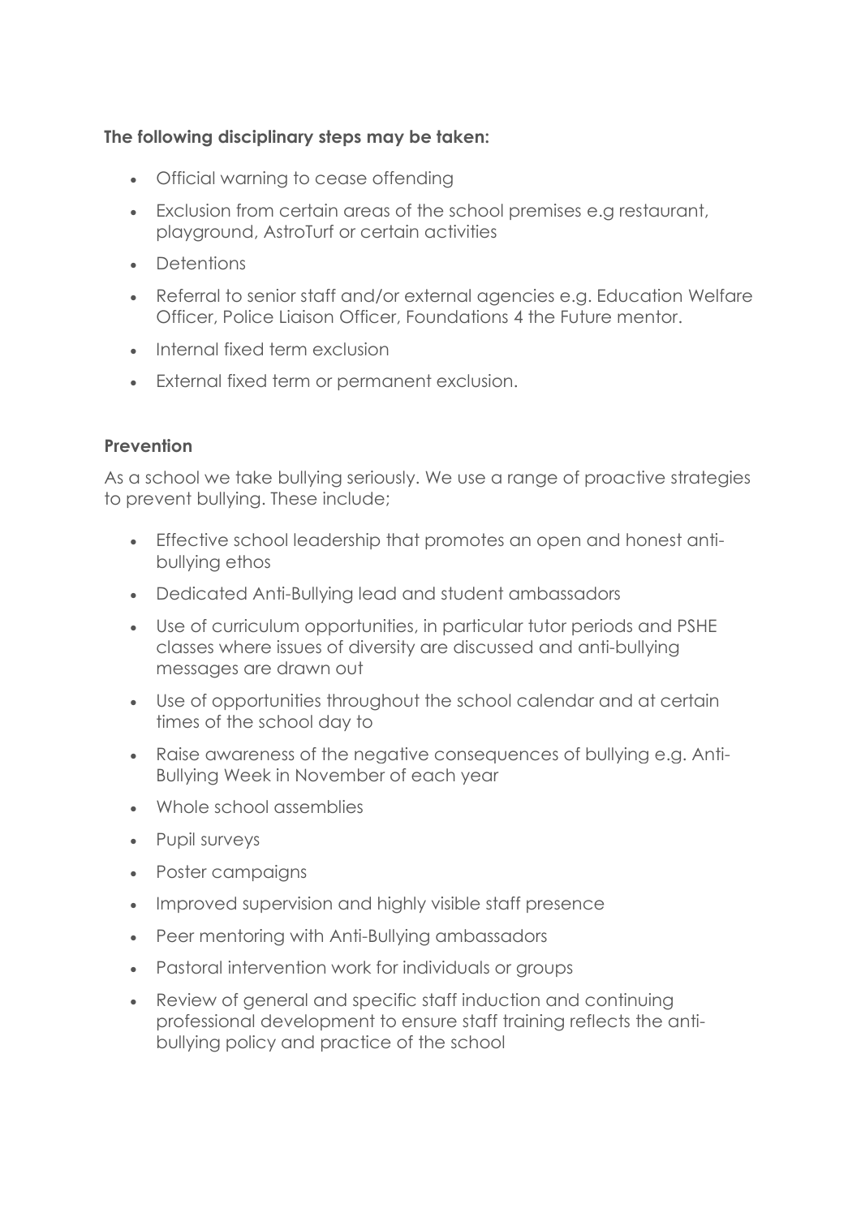**The following disciplinary steps may be taken:**

- Official warning to cease offending
- Exclusion from certain areas of the school premises e.g restaurant, playground, AstroTurf or certain activities
- Detentions
- Referral to senior staff and/or external agencies e.g. Education Welfare Officer, Police Liaison Officer, Foundations 4 the Future mentor.
- Internal fixed term exclusion
- External fixed term or permanent exclusion.

**Prevention**

As a school we take bullying seriously. We use a range of proactive strategies to prevent bullying. These include;

- Effective school leadership that promotes an open and honest anti-bullying ethos
- Dedicated Anti-Bullying lead and student ambassadors
- Use of curriculum opportunities, in particular tutor periods and PSHE classes where issues of diversity are discussed and anti-bullying messages are drawn out
- Use of opportunities throughout the school calendar and at certain times of the school day to
- Raise awareness of the negative consequences of bullying e.g. Anti-Bullying Week in November of each year
- Whole school assemblies
- Pupil surveys
- Poster campaigns
- Improved supervision and highly visible staff presence
- Peer mentoring with Anti-Bullying ambassadors
- Pastoral intervention work for individuals or groups
- Review of general and specific staff induction and continuing professional development to ensure staff training reflects the anti-bullying policy and practice of the school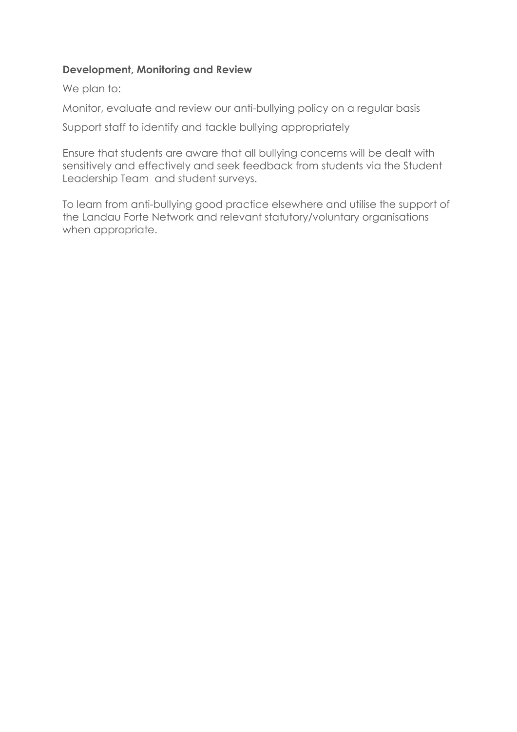**Development, Monitoring and Review**

We plan to:

Monitor, evaluate and review our anti-bullying policy on a regular basis

Support staff to identify and tackle bullying appropriately

Ensure that students are aware that all bullying concerns will be dealt with sensitively and effectively and seek feedback from students via the Student Leadership Team and student surveys.

To learn from anti-bullying good practice elsewhere and utilise the support of the Landau Forte Network and relevant statutory/voluntary organisations when appropriate.